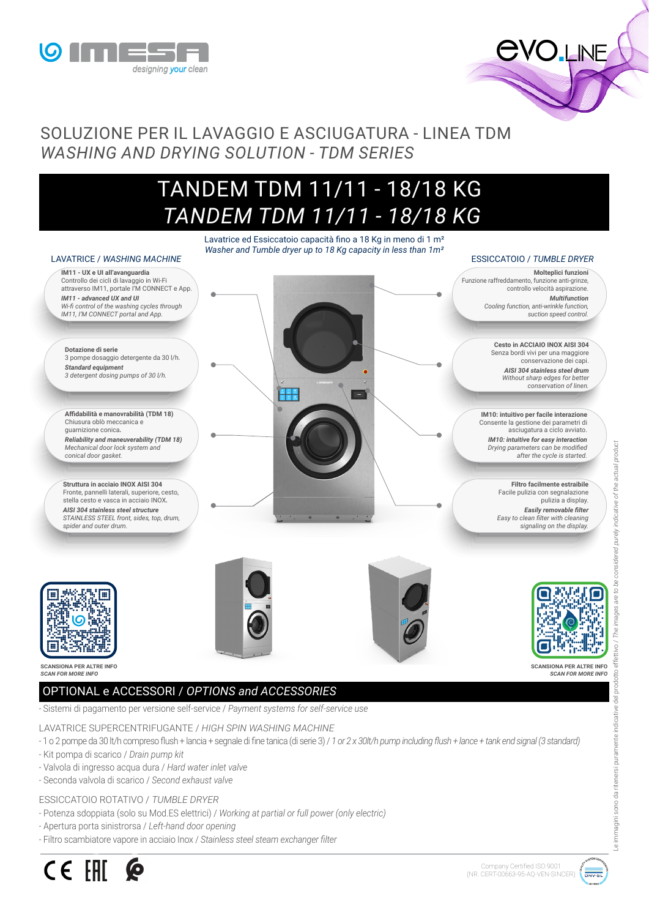IMESA
designing your clean

evo.LINE

# SOLUZIONE PER IL LAVAGGIO E ASCIUGATURA - LINEA TDM
## *WASHING AND DRYING SOLUTION - TDM SERIES*

# TANDEM TDM 11/11 - 18/18 KG
# *TANDEM TDM 11/11 - 18/18 KG*

Lavatrice ed Essiccatoio capacità fino a 18 Kg in meno di 1 m²
*Washer and Tumble dryer up to 18 Kg capacity in less than 1m²*

### LAVATRICE / *WASHING MACHINE*

**IM11 - UX e UI all'avanguardia**
Controllo dei cicli di lavaggio in Wi-Fi attraverso IM11, portale I'M CONNECT e App.
***IM11 - advanced UX and UI***
*Wi-fi control of the washing cycles through IM11, I'M CONNECT portal and App.*

**Dotazione di serie**
3 pompe dosaggio detergente da 30 l/h.
***Standard equipment***
*3 detergent dosing pumps of 30 l/h.*

**Affidabilità e manovrabilità (TDM 18)**
Chiusura oblò meccanica e guarnizione conica.
***Reliability and maneuverability (TDM 18)***
*Mechanical door lock system and conical door gasket.*

**Struttura in acciaio INOX AISI 304**
Fronte, pannelli laterali, superiore, cesto, stella cesto e vasca in acciaio INOX.
***AISI 304 stainless steel structure***
*STAINLESS STEEL front, sides, top, drum, spider and outer drum.*

### ESSICCATOIO / *TUMBLE DRYER*

**Molteplici funzioni**
Funzione raffreddamento, funzione anti-grinze, controllo velocità aspirazione.
***Multifunction***
*Cooling function, anti-wrinkle function, suction speed control.*

**Cesto in ACCIAIO INOX AISI 304**
Senza bordi vivi per una maggiore conservazione dei capi.
***AISI 304 stainless steel drum***
*Without sharp edges for better conservation of linen.*

**IM10: intuitivo per facile interazione**
Consente la gestione dei parametri di asciugatura a ciclo avviato.
***IM10: intuitive for easy interaction***
*Drying parameters can be modified after the cycle is started.*

**Filtro facilmente estraibile**
Facile pulizia con segnalazione pulizia a display.
***Easily removable filter***
*Easy to clean filter with cleaning signaling on the display.*

**SCANSIONA PER ALTRE INFO**
***SCAN FOR MORE INFO***

**SCANSIONA PER ALTRE INFO**
***SCAN FOR MORE INFO***

## OPTIONAL e ACCESSORI / *OPTIONS and ACCESSORIES*

- Sistemi di pagamento per versione self-service / *Payment systems for self-service use*

LAVATRICE SUPERCENTRIFUGANTE / *HIGH SPIN WASHING MACHINE*

- 1 o 2 pompe da 30 lt/h compreso flush + lancia + segnale di fine tanica (di serie 3) / *1 or 2 x 30lt/h pump including flush + lance + tank end signal (3 standard)*
- Kit pompa di scarico / *Drain pump kit*
- Valvola di ingresso acqua dura / *Hard water inlet valve*
- Seconda valvola di scarico / *Second exhaust valve*

ESSICCATOIO ROTATIVO / *TUMBLE DRYER*

- Potenza sdoppiata (solo su Mod.ES elettrici) / *Working at partial or full power (only electric)*
- Apertura porta sinistrorsa / *Left-hand door opening*
- Filtro scambiatore vapore in acciaio Inox / *Stainless steel steam exchanger filter*

*Le immagini sono da ritenersi puramente indicative del prodotto effettivo / The images are to be considered purely indicative of the actual product*

Company Certified ISO 9001
(NR. CERT-00663-95-AQ-VEN-SINCERT)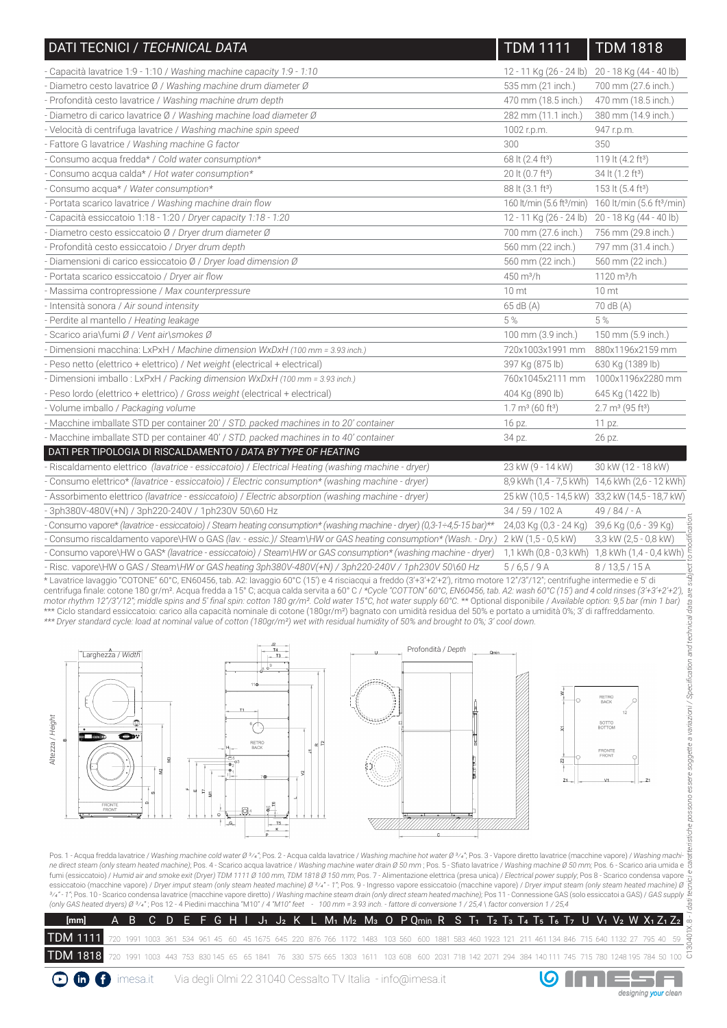| DATI TECNICI / *TECHNICAL DATA* | TDM 1111 | TDM 1818 |
|---|---|---|
| - Capacità lavatrice 1:9 - 1:10 / *Washing machine capacity 1:9 - 1:10* | 12 - 11 Kg (26 - 24 lb) | 20 - 18 Kg (44 - 40 lb) |
| - Diametro cesto lavatrice Ø / *Washing machine drum diameter Ø* | 535 mm (21 inch.) | 700 mm (27.6 inch.) |
| - Profondità cesto lavatrice / *Washing machine drum depth* | 470 mm (18.5 inch.) | 470 mm (18.5 inch.) |
| - Diametro di carico lavatrice Ø / *Washing machine load diameter Ø* | 282 mm (11.1 inch.) | 380 mm (14.9 inch.) |
| - Velocità di centrifuga lavatrice / *Washing machine spin speed* | 1002 r.p.m. | 947 r.p.m. |
| - Fattore G lavatrice / *Washing machine G factor* | 300 | 350 |
| - Consumo acqua fredda* / *Cold water consumption** | 68 lt (2.4 ft³) | 119 lt (4.2 ft³) |
| - Consumo acqua calda* / *Hot water consumption** | 20 lt (0.7 ft³) | 34 lt (1.2 ft³) |
| - Consumo acqua* / *Water consumption** | 88 lt (3.1 ft³) | 153 lt (5.4 ft³) |
| - Portata scarico lavatrice / *Washing machine drain flow* | 160 lt/min (5.6 ft³/min) | 160 lt/min (5.6 ft³/min) |
| - Capacità essiccatoio 1:18 - 1:20 / *Dryer capacity 1:18 - 1:20* | 12 - 11 Kg (26 - 24 lb) | 20 - 18 Kg (44 - 40 lb) |
| - Diametro cesto essiccatoio Ø / *Dryer drum diameter Ø* | 700 mm (27.6 inch.) | 756 mm (29.8 inch.) |
| - Profondità cesto essiccatoio / *Dryer drum depth* | 560 mm (22 inch.) | 797 mm (31.4 inch.) |
| - Diamensioni di carico essiccatoio Ø / *Dryer load dimension Ø* | 560 mm (22 inch.) | 560 mm (22 inch.) |
| - Portata scarico essiccatoio / *Dryer air flow* | 450 m³/h | 1120 m³/h |
| - Massima contropressione / *Max counterpressure* | 10 mt | 10 mt |
| - Intensità sonora / *Air sound intensity* | 65 dB (A) | 70 dB (A) |
| - Perdite al mantello / *Heating leakage* | 5 % | 5 % |
| - Scarico aria\fumi Ø / *Vent air\smokes Ø* | 100 mm (3.9 inch.) | 150 mm (5.9 inch.) |
| - Dimensioni macchina: LxPxH / *Machine dimension WxDxH (100 mm = 3.93 inch.)* | 720x1003x1991 mm | 880x1196x2159 mm |
| - Peso netto (elettrico + elettrico) / *Net weight* (electrical + electrical) | 397 Kg (875 lb) | 630 Kg (1389 lb) |
| - Dimensioni imballo : LxPxH / *Packing dimension WxDxH (100 mm = 3.93 inch.)* | 760x1045x2111 mm | 1000x1196x2280 mm |
| - Peso lordo (elettrico + elettrico) / *Gross weight* (electrical + electrical) | 404 Kg (890 lb) | 645 Kg (1422 lb) |
| - Volume imballo / *Packaging volume* | 1.7 m³ (60 ft³) | 2.7 m³ (95 ft³) |
| - Macchine imballate STD per container 20' / *STD. packed machines in to 20' container* | 16 pz. | 11 pz. |
| - Macchine imballate STD per container 40' / *STD. packed machines in to 40' container* | 34 pz. | 26 pz. |
| **DATI PER TIPOLOGIA DI RISCALDAMENTO / *DATA BY TYPE OF HEATING*** | | |
| - Riscaldamento elettrico *(lavatrice - essiccatoio)* / *Electrical Heating (washing machine - dryer)* | 23 kW (9 - 14 kW) | 30 kW (12 - 18 kW) |
| - Consumo elettrico* *(lavatrice - essiccatoio)* / *Electric consumption* (washing machine - dryer)* | 8,9 kWh (1,4 - 7,5 kWh) | 14,6 kWh (2,6 - 12 kWh) |
| - Assorbimento elettrico *(lavatrice - essiccatoio)* / *Electric absorption (washing machine - dryer)* | 25 kW (10,5 - 14,5 kW) | 33,2 kW (14,5 - 18,7 kW) |
| - 3ph380V-480V(+N) / 3ph220-240V / 1ph230V 50\60 Hz | 34 / 59 / 102 A | 49 / 84 / - A |
| - Consumo vapore* *(lavatrice - essiccatoio)* / *Steam heating consumption* (washing machine - dryer) (0,3-1÷4,5-15 bar)*** | 24,03 Kg (0,3 - 24 Kg) | 39,6 Kg (0,6 - 39 Kg) |
| - Consumo riscaldamento vapore\HW o GAS *(lav. - essic.)* / *Steam\HW or GAS heating consumption* (Wash. - Dry.)* | 2 kW (1,5 - 0,5 kW) | 3,3 kW (2,5 - 0,8 kW) |
| - Consumo vapore\HW o GAS* *(lavatrice - essiccatoio)* / *Steam\HW or GAS consumption* (washing machine - dryer)* | 1,1 kWh (0,8 - 0,3 kWh) | 1,8 kWh (1,4 - 0,4 kWh) |
| - Risc. vapore\HW o GAS / *Steam\HW or GAS heating 3ph380V-480V(+N) / 3ph220-240V / 1ph230V 50\60 Hz* | 5 / 6,5 / 9 A | 8 / 13,5 / 15 A |

\* Lavatrice lavaggio "COTONE" 60°C, EN60456, tab. A2: lavaggio 60°C (15') e 4 risciacqui a freddo (3'+3'+2'+2'), ritmo motore 12"/3"/12"; centrifughe intermedie e 5' di centrifuga finale: cotone 180 gr/m². Acqua fredda a 15° C; acqua calda servita a 60° C / *\*Cycle "COTTON" 60°C, EN60456, tab. A2: wash 60°C (15') and 4 cold rinses (3'+3'+2'+2'), motor rhythm 12"/3"/12"; middle spins and 5' final spin: cotton 180 gr/m². Cold water 15°C, hot water supply 60°C.* \*\* Optional disponibile / *Available option: 9,5 bar (min 1 bar)*
\*\*\* Ciclo standard essiccatoio: carico alla capacità nominale di cotone (180gr/m²) bagnato con umidità residua del 50% e portato a umidità 0%; 3' di raffreddamento.
*\*\*\* Dryer standard cycle: load at nominal value of cotton (180gr/m²) wet with residual humidity of 50% and brought to 0%; 3' cool down.*

Larghezza / *Width*
Altezza / *Height*
Profondità / *Depth*
FRONTE FRONT
RETRO BACK
SOTTO BOTTOM

Pos. 1 - Acqua fredda lavatrice / *Washing machine cold water Ø ¾"*; Pos. 2 - Acqua calda lavatrice / *Washing machine hot water Ø ¾"*; Pos. 3 - Vapore diretto lavatrice (macchine vapore) / *Washing machine direct steam (only steam heated machine)*; Pos. 4 - Scarico acqua lavatrice / *Washing machine water drain Ø 50 mm* ; Pos. 5 - Sfiato lavatrice / *Washing machine Ø 50 mm*; Pos. 6 - Scarico aria umida e fumi (essiccatoio) / *Humid air and smoke exit (Dryer) TDM 1111 Ø 100 mm, TDM 1818 Ø 150 mm*; Pos. 7 - Alimentazione elettrica (presa unica) / *Electrical power supply*; Pos 8 - Scarico condensa vapore essiccatoio (macchine vapore) / *Dryer imput steam (only steam heated machine) Ø ¾" - 1"*; Pos. 9 - Ingresso vapore essiccatoio (macchine vapore) / *Dryer imput steam (only steam heated machine) Ø ¾" - 1"*; Pos. 10 - Scarico condensa lavatrice (macchine vapore diretto) / *Washing machine steam drain (only direct steam heated machine)*; Pos 11 - Connessione GAS (solo essiccatoi a GAS) / *GAS supply (only GAS heated dryers) Ø ¾"*; Pos 12 - 4 Piedini macchina "M10" / *4 "M10" feet - 100 mm = 3.93 inch. - fattore di conversione 1 / 25,4 \ factor conversion 1 / 25,4*

| [mm] | A | B | C | D | E | F | G | H | I | $J_1$ | $J_2$ | K | L | $M_1$ | $M_2$ | $M_3$ | O | P | Qmin | R | S | $T_1$ | $T_2$ | $T_3$ | $T_4$ | $T_5$ | $T_6$ | $T_7$ | U | $V_1$ | $V_2$ | W | $X_1$ | $Z_1$ | $Z_2$ |
|---|---|---|---|---|---|---|---|---|---|---|---|---|---|---|---|---|---|---|---|---|---|---|---|---|---|---|---|---|---|---|---|---|---|---|---|
| TDM 1111 | 720 | 1991 | 1003 | 361 | 534 | 961 | 45 | 60 | 45 | 1675 | 645 | 220 | 876 | 766 | 1172 | 1483 | 103 | 560 | 600 | 1881 | 583 | 460 | 1923 | 121 | 211 | 461 | 134 | 846 | 715 | 640 | 1132 | 27 | 795 | 40 | 59 |
| TDM 1818 | 720 | 1991 | 1003 | 443 | 753 | 830 | 145 | 65 | 65 | 1841 | 76 | 330 | 575 | 665 | 1303 | 1611 | 103 | 608 | 600 | 2031 | 718 | 142 | 2071 | 294 | 384 | 140 | 111 | 745 | 715 | 780 | 1248 | 195 | 784 | 50 | 100 |

imesa.it Via degli Olmi 22 31040 Cessalto TV Italia - info@imesa.it

IMESA designing *your* clean

C130401X.8 - I dati tecnici e caratteristiche possono essere soggette a variazioni / *Specification and technical data are subject to modification*